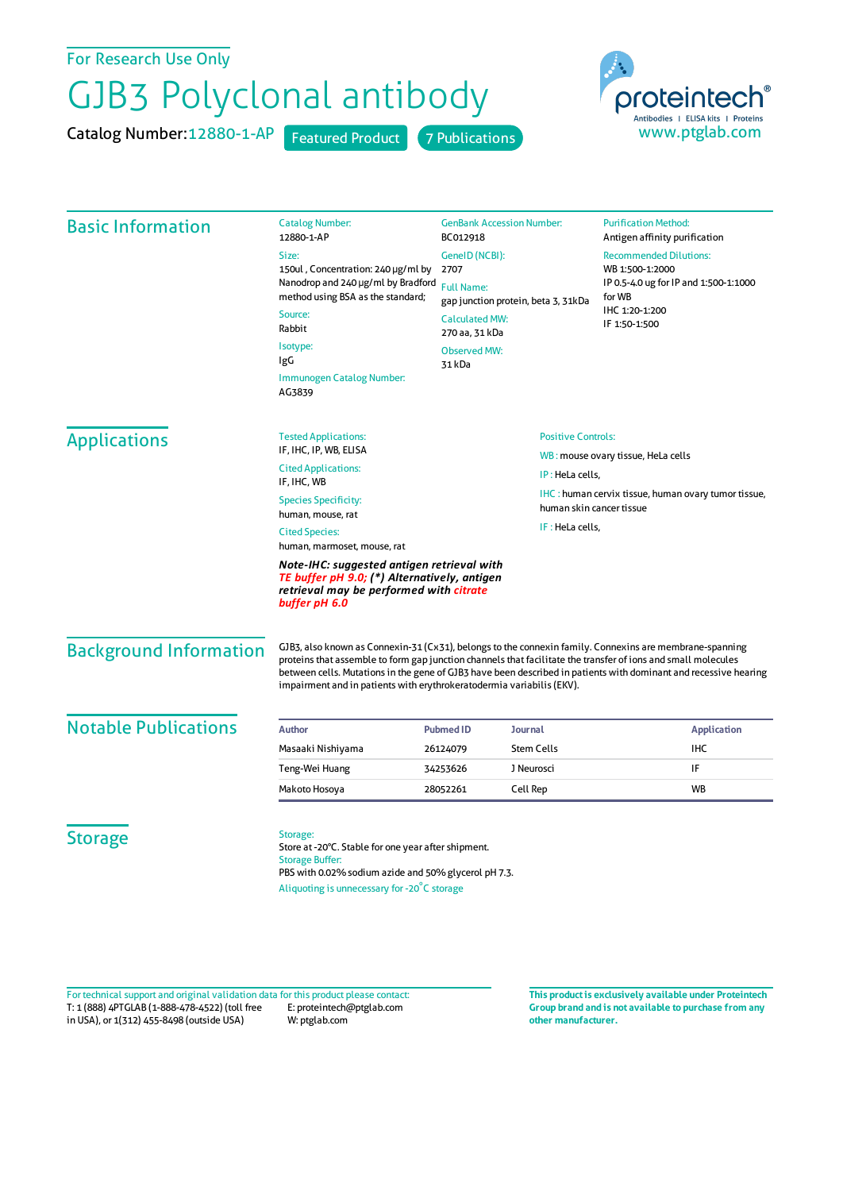For Research Use Only

# GJB3 Polyclonal antibody

Catalog Number: 12880-1-AP    Featured Product    7 Publications

proteintech®
Antibodies | ELISA kits | Proteins
www.ptglab.com

## Basic Information

Catalog Number:
12880-1-AP

Size:
150ul , Concentration: 240 μg/ml by Nanodrop and 240 μg/ml by Bradford method using BSA as the standard;

Source:
Rabbit

Isotype:
IgG

Immunogen Catalog Number:
AG3839

GenBank Accession Number:
BC012918

GeneID (NCBI):
2707

Full Name:
gap junction protein, beta 3, 31kDa

Calculated MW:
270 aa, 31 kDa

Observed MW:
31 kDa

Purification Method:
Antigen affinity purification

Recommended Dilutions:
WB 1:500-1:2000
IP 0.5-4.0 ug for IP and 1:500-1:1000 for WB
IHC 1:20-1:200
IF 1:50-1:500

## Applications

Tested Applications:
IF, IHC, IP, WB, ELISA

Cited Applications:
IF, IHC, WB

Species Specificity:
human, mouse, rat

Cited Species:
human, marmoset, mouse, rat

***Note-IHC: suggested antigen retrieval with TE buffer pH 9.0; (\*) Alternatively, antigen retrieval may be performed with citrate buffer pH 6.0***

Positive Controls:

WB : mouse ovary tissue, HeLa cells

IP : HeLa cells,

IHC : human cervix tissue, human ovary tumor tissue, human skin cancer tissue

IF : HeLa cells,

## Background Information

GJB3, also known as Connexin-31 (Cx31), belongs to the connexin family. Connexins are membrane-spanning proteins that assemble to form gap junction channels that facilitate the transfer of ions and small molecules between cells. Mutations in the gene of GJB3 have been described in patients with dominant and recessive hearing impairment and in patients with erythrokeratodermia variabilis (EKV).

## Notable Publications

| Author | Pubmed ID | Journal | Application |
|---|---|---|---|
| Masaaki Nishiyama | 26124079 | Stem Cells | IHC |
| Teng-Wei Huang | 34253626 | J Neurosci | IF |
| Makoto Hosoya | 28052261 | Cell Rep | WB |

## Storage

Storage:
Store at -20°C. Stable for one year after shipment.

Storage Buffer:
PBS with 0.02% sodium azide and 50% glycerol pH 7.3.

Aliquoting is unnecessary for -20°C storage

For technical support and original validation data for this product please contact:
T: 1 (888) 4PTGLAB (1-888-478-4522) (toll free in USA), or 1(312) 455-8498 (outside USA)
E: proteintech@ptglab.com
W: ptglab.com

**This product is exclusively available under Proteintech Group brand and is not available to purchase from any other manufacturer.**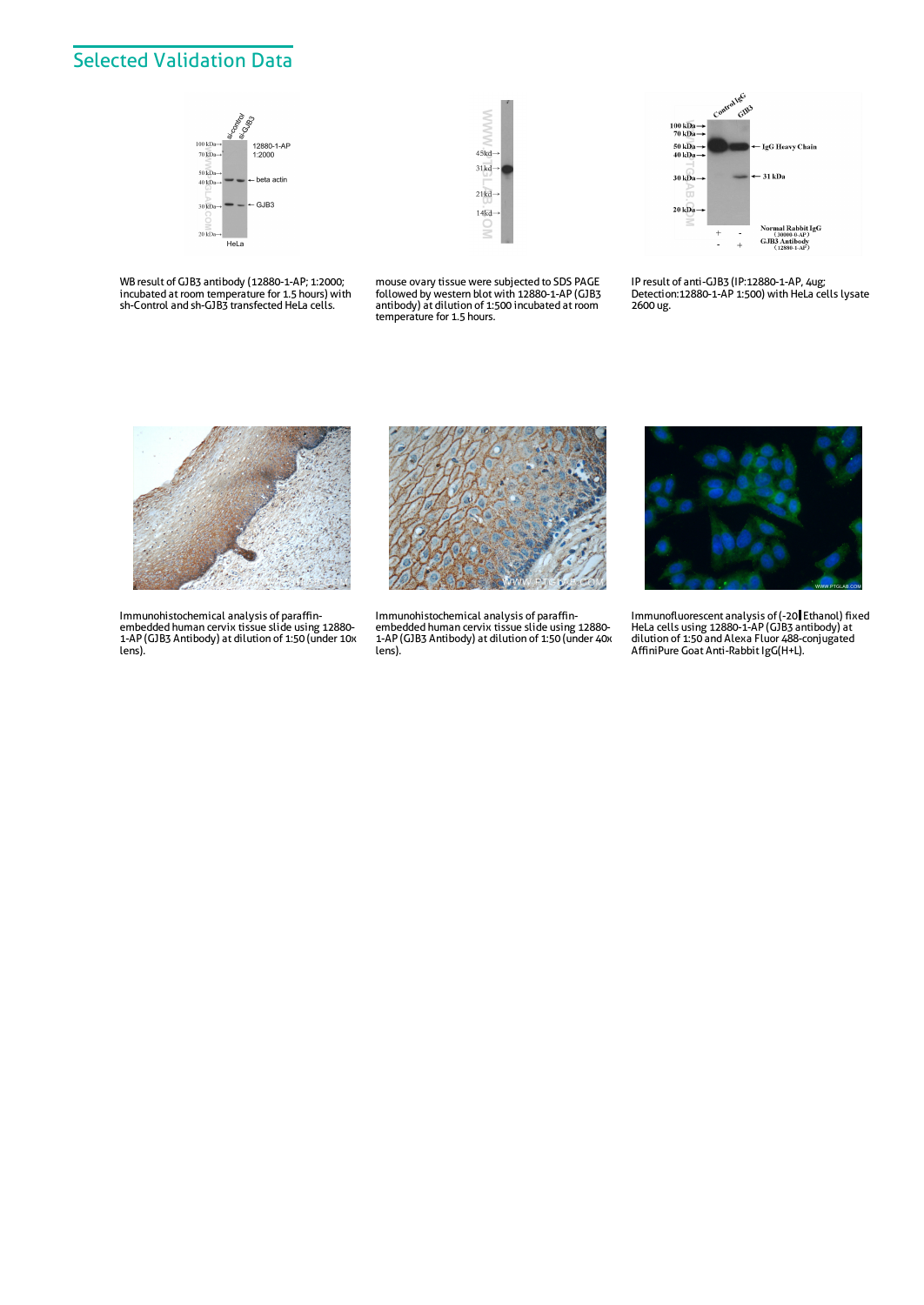## Selected Validation Data

si-control
si-GJB3
100 kDa→
70 kDa→
50 kDa→
40 kDa→
30 kDa→
20 kDa→
12880-1-AP
1:2000
← beta actin
← GJB3
HeLa

WB result of GJB3 antibody (12880-1-AP; 1:2000; incubated at room temperature for 1.5 hours) with sh-Control and sh-GJB3 transfected HeLa cells.

45kd→
31kd→
21kd→
14kd→

mouse ovary tissue were subjected to SDS PAGE followed by western blot with 12880-1-AP (GJB3 antibody) at dilution of 1:500 incubated at room temperature for 1.5 hours.

Control IgG
GJB3
100 kDa→
70 kDa→
50 kDa→
40 kDa→
30 kDa→
20 kDa→
← IgG Heavy Chain
← 31 kDa
Normal Rabbit IgG (30000-0-AP)
GJB3 Antibody (12880-1-AP)

IP result of anti-GJB3 (IP:12880-1-AP, 4ug; Detection:12880-1-AP 1:500) with HeLa cells lysate 2600 ug.

Immunohistochemical analysis of paraffin-embedded human cervix tissue slide using 12880-1-AP (GJB3 Antibody) at dilution of 1:50 (under 10x lens).

Immunohistochemical analysis of paraffin-embedded human cervix tissue slide using 12880-1-AP (GJB3 Antibody) at dilution of 1:50 (under 40x lens).

Immunofluorescent analysis of (-20 Ethanol) fixed HeLa cells using 12880-1-AP (GJB3 antibody) at dilution of 1:50 and Alexa Fluor 488-conjugated AffiniPure Goat Anti-Rabbit IgG(H+L).